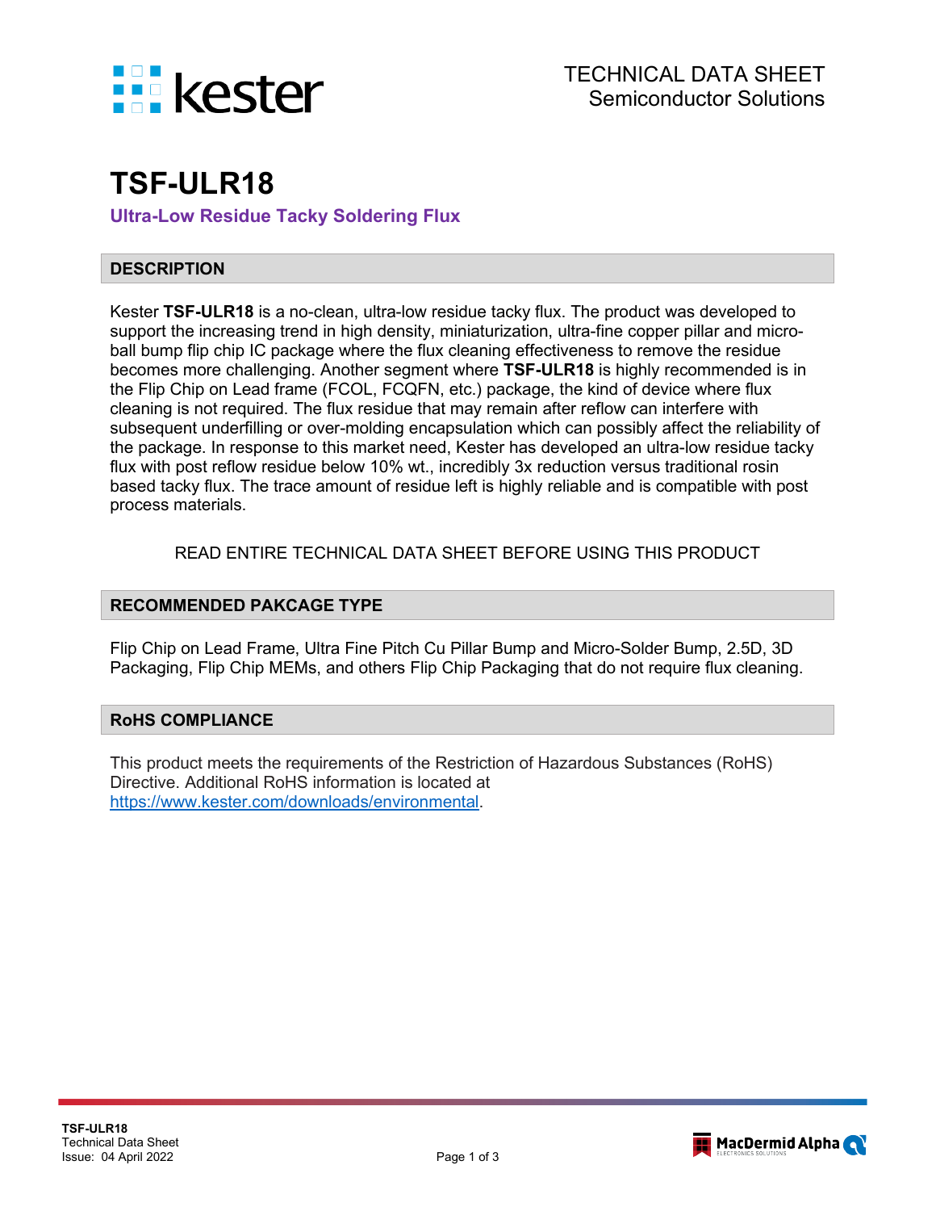TECHNICAL DATA SHEET
Semiconductor Solutions

# TSF-ULR18

**Ultra-Low Residue Tacky Soldering Flux**

## DESCRIPTION

Kester **TSF-ULR18** is a no-clean, ultra-low residue tacky flux. The product was developed to support the increasing trend in high density, miniaturization, ultra-fine copper pillar and micro-ball bump flip chip IC package where the flux cleaning effectiveness to remove the residue becomes more challenging. Another segment where **TSF-ULR18** is highly recommended is in the Flip Chip on Lead frame (FCOL, FCQFN, etc.) package, the kind of device where flux cleaning is not required. The flux residue that may remain after reflow can interfere with subsequent underfilling or over-molding encapsulation which can possibly affect the reliability of the package. In response to this market need, Kester has developed an ultra-low residue tacky flux with post reflow residue below 10% wt., incredibly 3x reduction versus traditional rosin based tacky flux. The trace amount of residue left is highly reliable and is compatible with post process materials.

READ ENTIRE TECHNICAL DATA SHEET BEFORE USING THIS PRODUCT

## RECOMMENDED PAKCAGE TYPE

Flip Chip on Lead Frame, Ultra Fine Pitch Cu Pillar Bump and Micro-Solder Bump, 2.5D, 3D Packaging, Flip Chip MEMs, and others Flip Chip Packaging that do not require flux cleaning.

## RoHS COMPLIANCE

This product meets the requirements of the Restriction of Hazardous Substances (RoHS) Directive. Additional RoHS information is located at https://www.kester.com/downloads/environmental.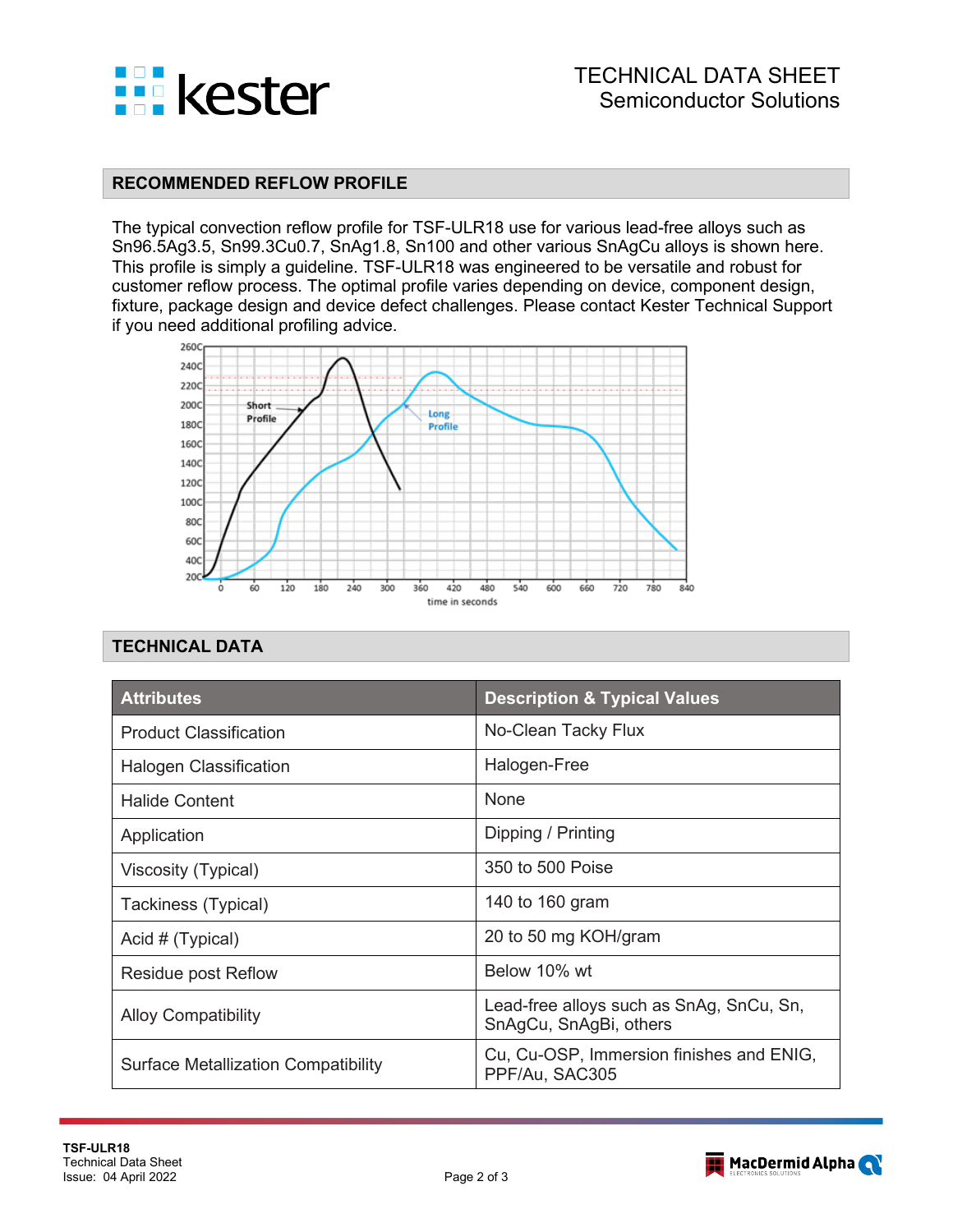## RECOMMENDED REFLOW PROFILE

The typical convection reflow profile for TSF-ULR18 use for various lead-free alloys such as Sn96.5Ag3.5, Sn99.3Cu0.7, SnAg1.8, Sn100 and other various SnAgCu alloys is shown here. This profile is simply a guideline. TSF-ULR18 was engineered to be versatile and robust for customer reflow process. The optimal profile varies depending on device, component design, fixture, package design and device defect challenges. Please contact Kester Technical Support if you need additional profiling advice.

## TECHNICAL DATA

| Attributes | Description & Typical Values |
|---|---|
| Product Classification | No-Clean Tacky Flux |
| Halogen Classification | Halogen-Free |
| Halide Content | None |
| Application | Dipping / Printing |
| Viscosity (Typical) | 350 to 500 Poise |
| Tackiness (Typical) | 140 to 160 gram |
| Acid # (Typical) | 20 to 50 mg KOH/gram |
| Residue post Reflow | Below 10% wt |
| Alloy Compatibility | Lead-free alloys such as SnAg, SnCu, Sn, SnAgCu, SnAgBi, others |
| Surface Metallization Compatibility | Cu, Cu-OSP, Immersion finishes and ENIG, PPF/Au, SAC305 |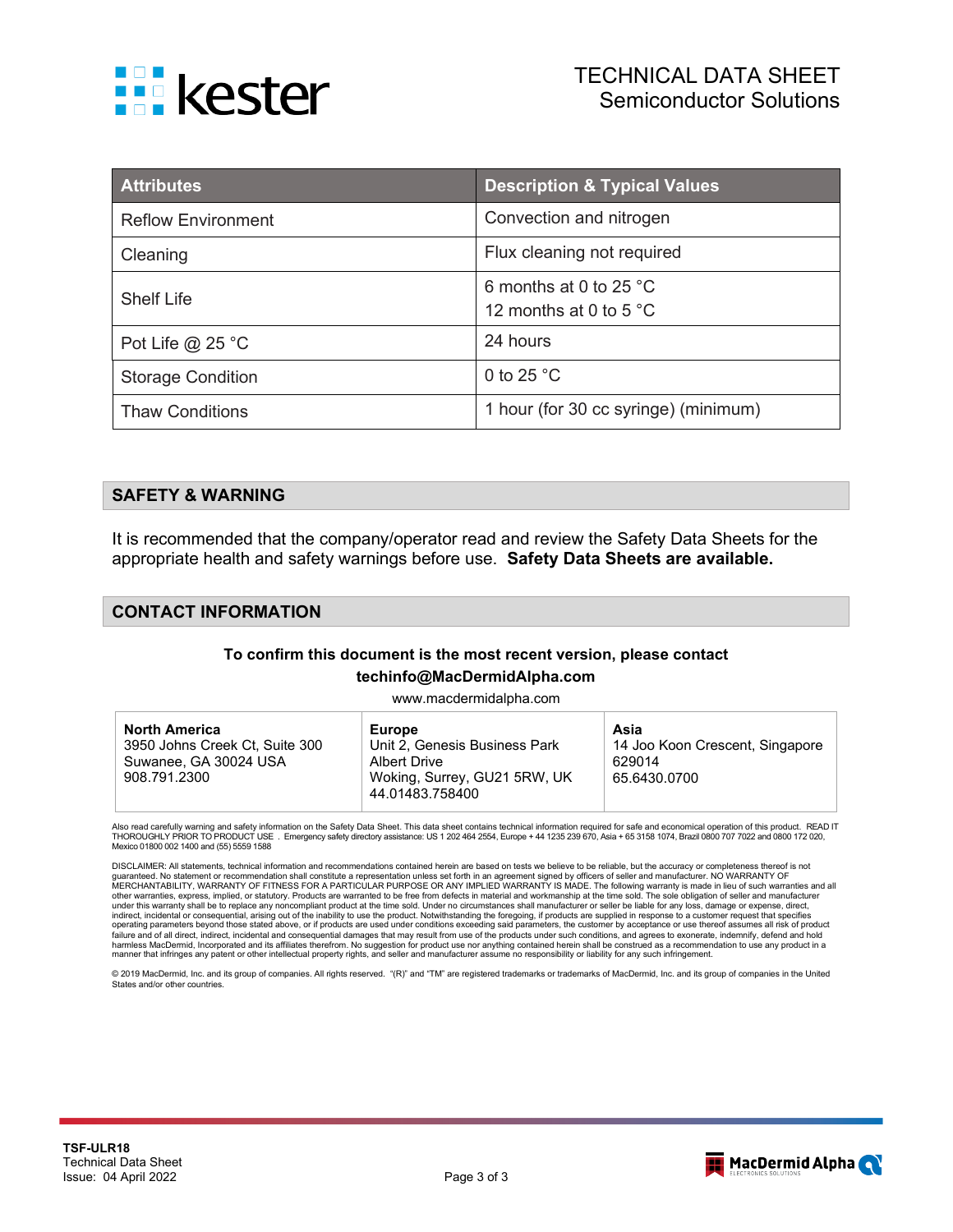| Attributes | Description & Typical Values |
|---|---|
| Reflow Environment | Convection and nitrogen |
| Cleaning | Flux cleaning not required |
| Shelf Life | 6 months at 0 to 25 °C<br>12 months at 0 to 5 °C |
| Pot Life @ 25 °C | 24 hours |
| Storage Condition | 0 to 25 °C |
| Thaw Conditions | 1 hour (for 30 cc syringe) (minimum) |

## SAFETY & WARNING

It is recommended that the company/operator read and review the Safety Data Sheets for the appropriate health and safety warnings before use. **Safety Data Sheets are available.**

## CONTACT INFORMATION

**To confirm this document is the most recent version, please contact**
**techinfo@MacDermidAlpha.com**
www.macdermidalpha.com

| North America | Europe | Asia |
|---|---|---|
| 3950 Johns Creek Ct, Suite 300<br>Suwanee, GA 30024 USA<br>908.791.2300 | Unit 2, Genesis Business Park<br>Albert Drive<br>Woking, Surrey, GU21 5RW, UK<br>44.01483.758400 | 14 Joo Koon Crescent, Singapore 629014<br>65.6430.0700 |

Also read carefully warning and safety information on the Safety Data Sheet. This data sheet contains technical information required for safe and economical operation of this product. READ IT THOROUGHLY PRIOR TO PRODUCT USE . Emergency safety directory assistance: US 1 202 464 2554, Europe + 44 1235 239 670, Asia + 65 3158 1074, Brazil 0800 707 7022 and 0800 172 020, Mexico 01800 002 1400 and (55) 5559 1588

DISCLAIMER: All statements, technical information and recommendations contained herein are based on tests we believe to be reliable, but the accuracy or completeness thereof is not guaranteed. No statement or recommendation shall constitute a representation unless set forth in an agreement signed by officers of seller and manufacturer. NO WARRANTY OF MERCHANTABILITY, WARRANTY OF FITNESS FOR A PARTICULAR PURPOSE OR ANY IMPLIED WARRANTY IS MADE. The following warranty is made in lieu of such warranties and all other warranties, express, implied, or statutory. Products are warranted to be free from defects in material and workmanship at the time sold. The sole obligation of seller and manufacturer under this warranty shall be to replace any noncompliant product at the time sold. Under no circumstances shall manufacturer or seller be liable for any loss, damage or expense, direct, indirect, incidental or consequential, arising out of the inability to use the product. Notwithstanding the foregoing, if products are supplied in response to a customer request that specifies operating parameters beyond those stated above, or if products are used under conditions exceeding said parameters, the customer by acceptance or use thereof assumes all risk of product failure and of all direct, indirect, incidental and consequential damages that may result from use of the products under such conditions, and agrees to exonerate, indemnify, defend and hold harmless MacDermid, Incorporated and its affiliates therefrom. No suggestion for product use nor anything contained herein shall be construed as a recommendation to use any product in a manner that infringes any patent or other intellectual property rights, and seller and manufacturer assume no responsibility or liability for any such infringement.

© 2019 MacDermid, Inc. and its group of companies. All rights reserved. "(R)" and "TM" are registered trademarks or trademarks of MacDermid, Inc. and its group of companies in the United States and/or other countries.

**TSF-ULR18**
Technical Data Sheet
Issue: 04 April 2022